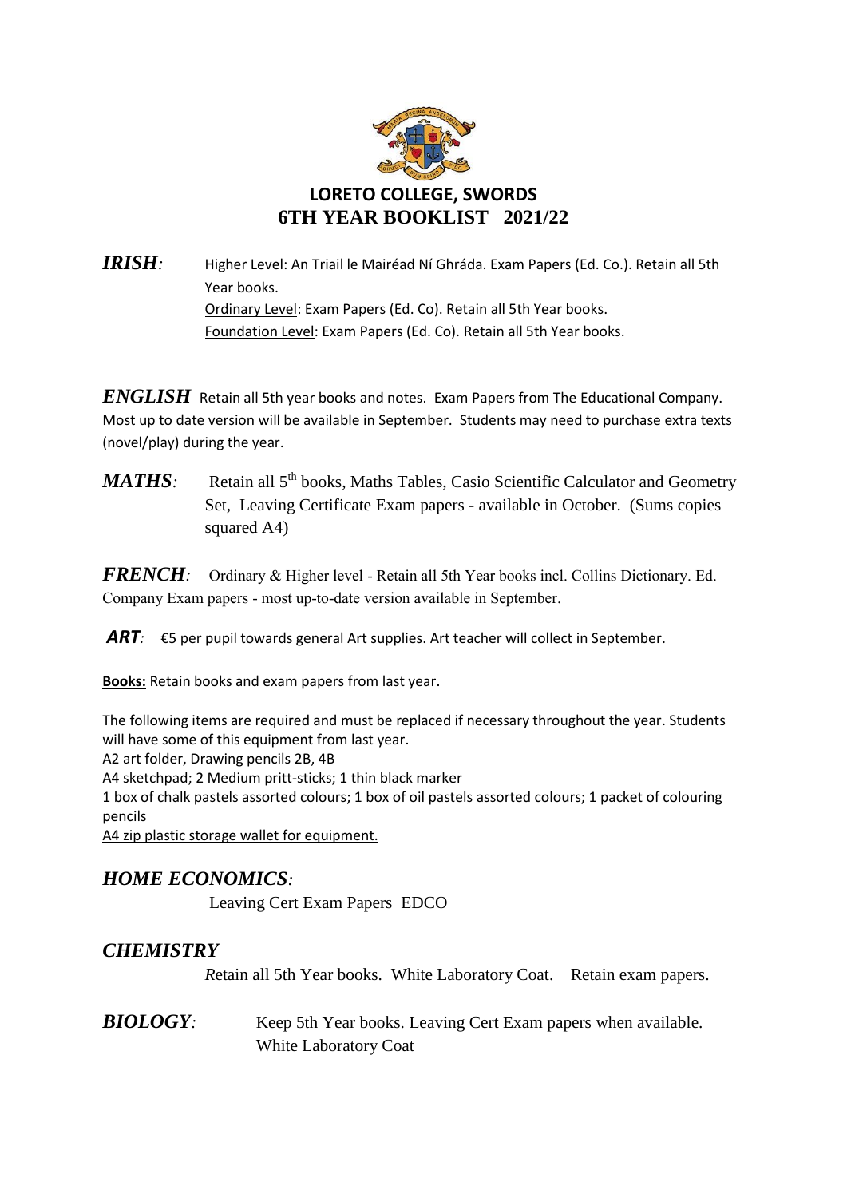# LORETO COLLEGE, SWORDS
## 6TH YEAR BOOKLIST 2021/22

***IRISH**:* Higher Level: An Triail le Mairéad Ní Ghráda. Exam Papers (Ed. Co.). Retain all 5th Year books.
Ordinary Level: Exam Papers (Ed. Co). Retain all 5th Year books.
Foundation Level: Exam Papers (Ed. Co). Retain all 5th Year books.

***ENGLISH*** Retain all 5th year books and notes. Exam Papers from The Educational Company. Most up to date version will be available in September. Students may need to purchase extra texts (novel/play) during the year.

***MATHS**:* Retain all 5th books, Maths Tables, Casio Scientific Calculator and Geometry Set, Leaving Certificate Exam papers - available in October. (Sums copies squared A4)

***FRENCH**:* Ordinary & Higher level - Retain all 5th Year books incl. Collins Dictionary. Ed. Company Exam papers - most up-to-date version available in September.

***ART**:* €5 per pupil towards general Art supplies. Art teacher will collect in September.

**Books:** Retain books and exam papers from last year.

The following items are required and must be replaced if necessary throughout the year. Students will have some of this equipment from last year.
A2 art folder, Drawing pencils 2B, 4B
A4 sketchpad; 2 Medium pritt-sticks; 1 thin black marker
1 box of chalk pastels assorted colours; 1 box of oil pastels assorted colours; 1 packet of colouring pencils
A4 zip plastic storage wallet for equipment.

***HOME ECONOMICS**:*
Leaving Cert Exam Papers EDCO

***CHEMISTRY***
Retain all 5th Year books. White Laboratory Coat. Retain exam papers.

***BIOLOGY**:* Keep 5th Year books. Leaving Cert Exam papers when available. White Laboratory Coat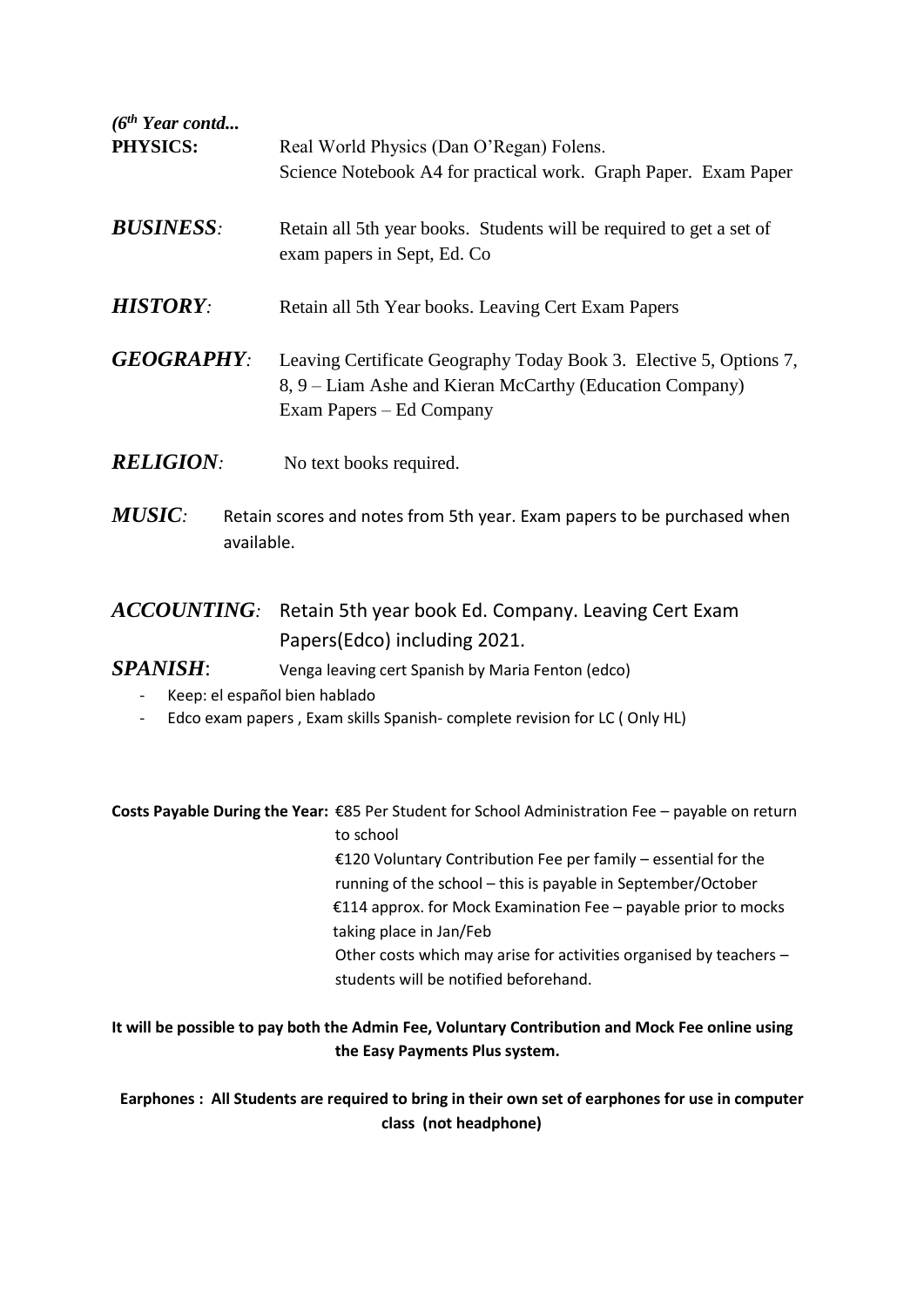*(6th Year contd...*

**PHYSICS:** Real World Physics (Dan O'Regan) Folens.
Science Notebook A4 for practical work. Graph Paper. Exam Paper

***BUSINESS:*** Retain all 5th year books. Students will be required to get a set of exam papers in Sept, Ed. Co

***HISTORY:*** Retain all 5th Year books. Leaving Cert Exam Papers

***GEOGRAPHY:*** Leaving Certificate Geography Today Book 3. Elective 5, Options 7, 8, 9 – Liam Ashe and Kieran McCarthy (Education Company)
Exam Papers – Ed Company

***RELIGION:*** No text books required.

***MUSIC:*** Retain scores and notes from 5th year. Exam papers to be purchased when available.

***ACCOUNTING:*** Retain 5th year book Ed. Company. Leaving Cert Exam Papers(Edco) including 2021.

***SPANISH:*** Venga leaving cert Spanish by Maria Fenton (edco)

- Keep: el español bien hablado
- Edco exam papers , Exam skills Spanish- complete revision for LC ( Only HL)

**Costs Payable During the Year:** €85 Per Student for School Administration Fee – payable on return to school
€120 Voluntary Contribution Fee per family – essential for the running of the school – this is payable in September/October
€114 approx. for Mock Examination Fee – payable prior to mocks taking place in Jan/Feb
Other costs which may arise for activities organised by teachers – students will be notified beforehand.

**It will be possible to pay both the Admin Fee, Voluntary Contribution and Mock Fee online using the Easy Payments Plus system.**

**Earphones : All Students are required to bring in their own set of earphones for use in computer class (not headphone)**